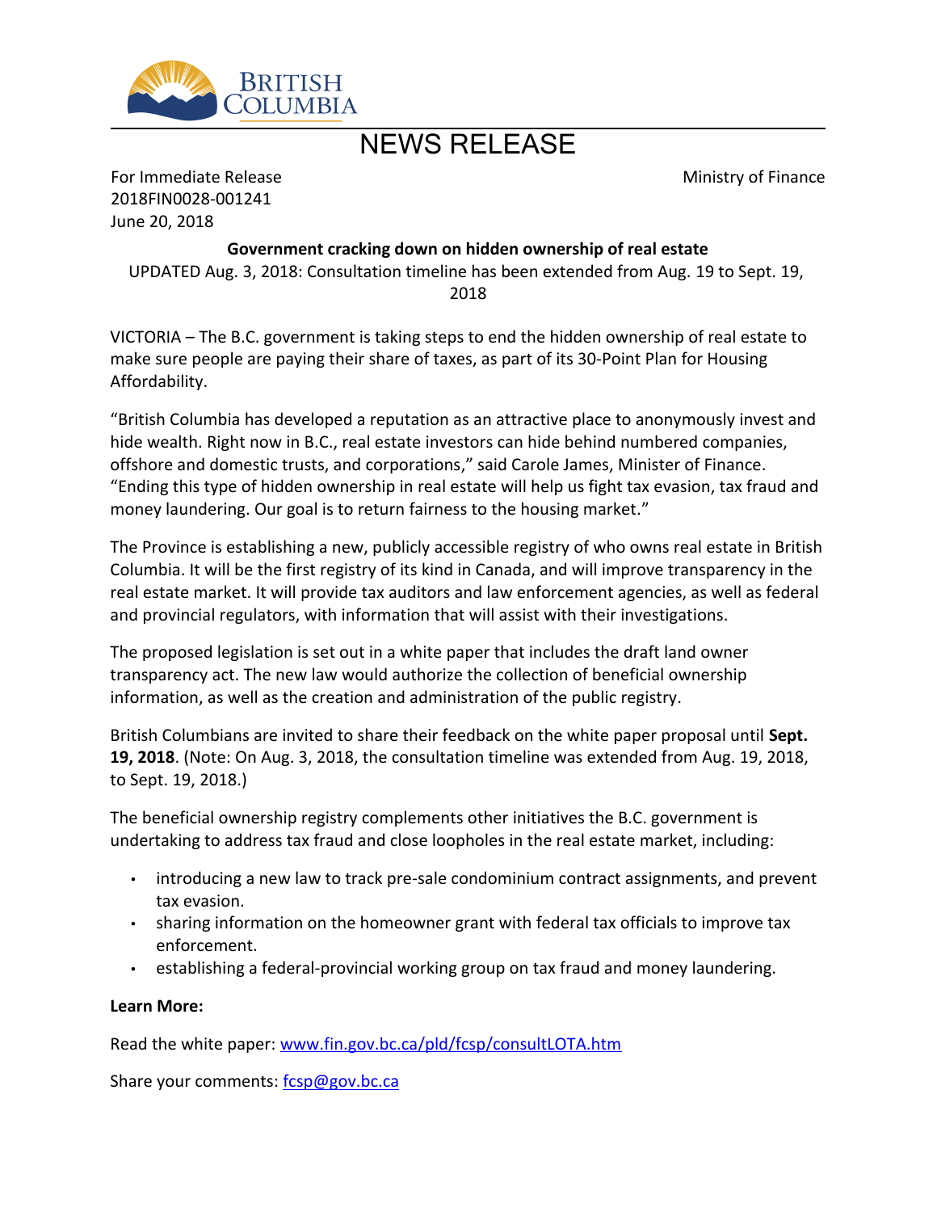BRITISH COLUMBIA

# NEWS RELEASE

For Immediate Release
2018FIN0028-001241
June 20, 2018

Ministry of Finance

**Government cracking down on hidden ownership of real estate**

UPDATED Aug. 3, 2018: Consultation timeline has been extended from Aug. 19 to Sept. 19, 2018

VICTORIA – The B.C. government is taking steps to end the hidden ownership of real estate to make sure people are paying their share of taxes, as part of its 30-Point Plan for Housing Affordability.

"British Columbia has developed a reputation as an attractive place to anonymously invest and hide wealth. Right now in B.C., real estate investors can hide behind numbered companies, offshore and domestic trusts, and corporations," said Carole James, Minister of Finance. "Ending this type of hidden ownership in real estate will help us fight tax evasion, tax fraud and money laundering. Our goal is to return fairness to the housing market."

The Province is establishing a new, publicly accessible registry of who owns real estate in British Columbia. It will be the first registry of its kind in Canada, and will improve transparency in the real estate market. It will provide tax auditors and law enforcement agencies, as well as federal and provincial regulators, with information that will assist with their investigations.

The proposed legislation is set out in a white paper that includes the draft land owner transparency act. The new law would authorize the collection of beneficial ownership information, as well as the creation and administration of the public registry.

British Columbians are invited to share their feedback on the white paper proposal until **Sept. 19, 2018**. (Note: On Aug. 3, 2018, the consultation timeline was extended from Aug. 19, 2018, to Sept. 19, 2018.)

The beneficial ownership registry complements other initiatives the B.C. government is undertaking to address tax fraud and close loopholes in the real estate market, including:

- introducing a new law to track pre-sale condominium contract assignments, and prevent tax evasion.
- sharing information on the homeowner grant with federal tax officials to improve tax enforcement.
- establishing a federal-provincial working group on tax fraud and money laundering.

**Learn More:**

Read the white paper: www.fin.gov.bc.ca/pld/fcsp/consultLOTA.htm

Share your comments: fcsp@gov.bc.ca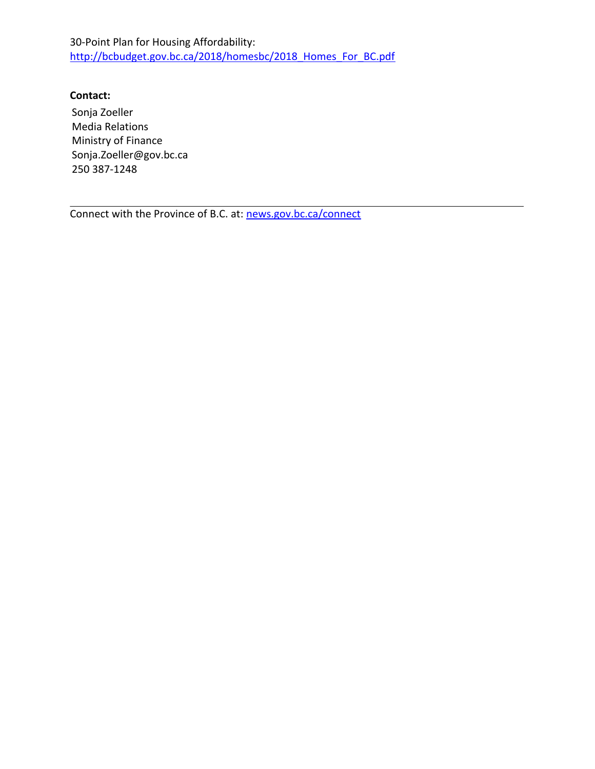30-Point Plan for Housing Affordability:
[http://bcbudget.gov.bc.ca/2018/homesbc/2018_Homes_For_BC.pdf](http://bcbudget.gov.bc.ca/2018/homesbc/2018_Homes_For_BC.pdf)

**Contact:**

Sonja Zoeller
Media Relations
Ministry of Finance
Sonja.Zoeller@gov.bc.ca
250 387-1248

---

Connect with the Province of B.C. at: [news.gov.bc.ca/connect](news.gov.bc.ca/connect)